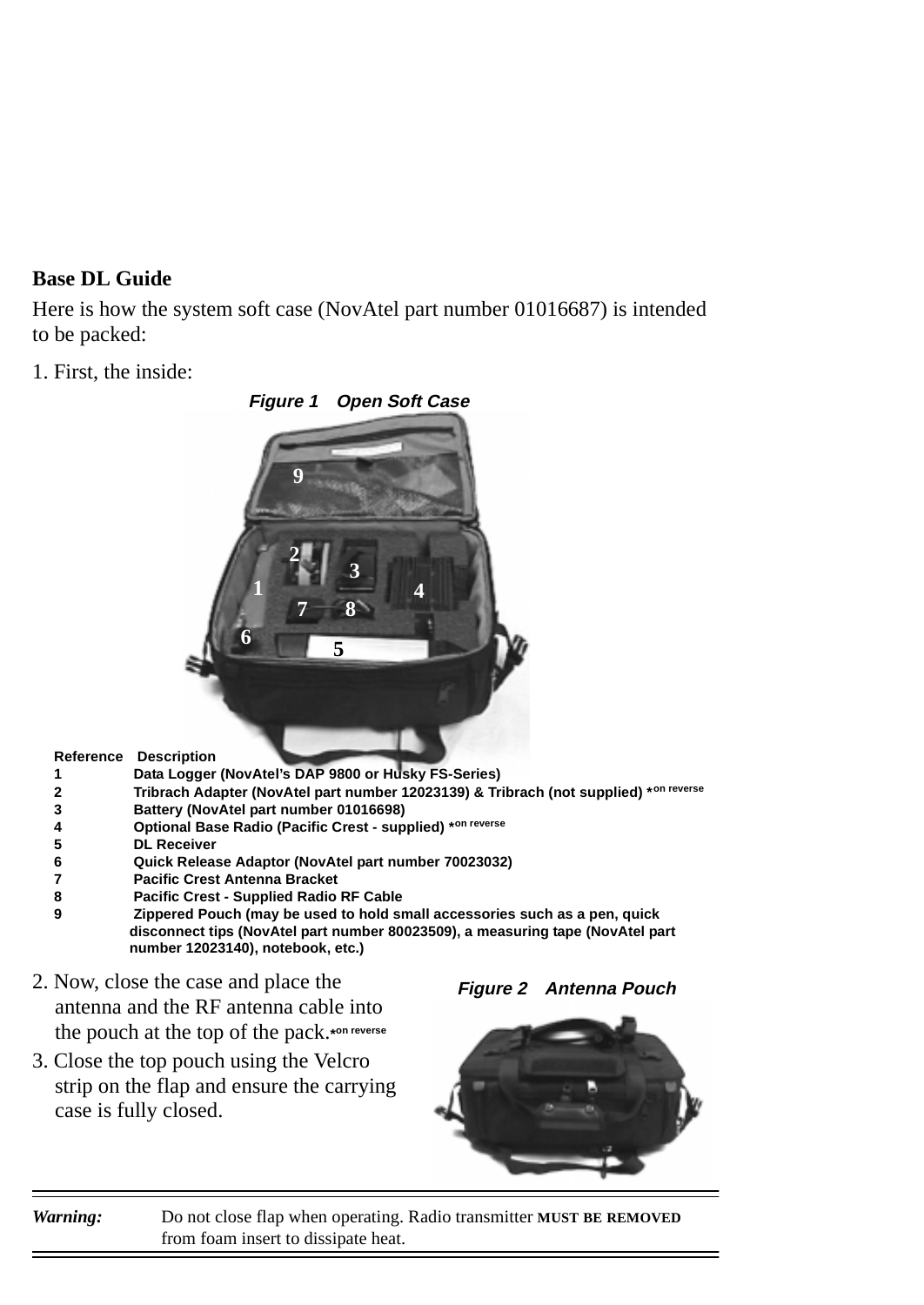**Base DL Guide**

Here is how the system soft case (NovAtel part number 01016687) is intended to be packed:

1. First, the inside:

*Figure 1 Open Soft Case*

| Reference | Description |
|---|---|
| 1 | Data Logger (NovAtel's DAP 9800 or Husky FS-Series) |
| 2 | Tribrach Adapter (NovAtel part number 12023139) & Tribrach (not supplied) *on reverse |
| 3 | Battery (NovAtel part number 01016698) |
| 4 | Optional Base Radio (Pacific Crest - supplied) *on reverse |
| 5 | DL Receiver |
| 6 | Quick Release Adaptor (NovAtel part number 70023032) |
| 7 | Pacific Crest Antenna Bracket |
| 8 | Pacific Crest - Supplied Radio RF Cable |
| 9 | Zippered Pouch (may be used to hold small accessories such as a pen, quick disconnect tips (NovAtel part number 80023509), a measuring tape (NovAtel part number 12023140), notebook, etc.) |

2. Now, close the case and place the antenna and the RF antenna cable into the pouch at the top of the pack.*on reverse

3. Close the top pouch using the Velcro strip on the flap and ensure the carrying case is fully closed.

*Figure 2 Antenna Pouch*

***Warning:*** Do not close flap when operating. Radio transmitter **MUST BE REMOVED** from foam insert to dissipate heat.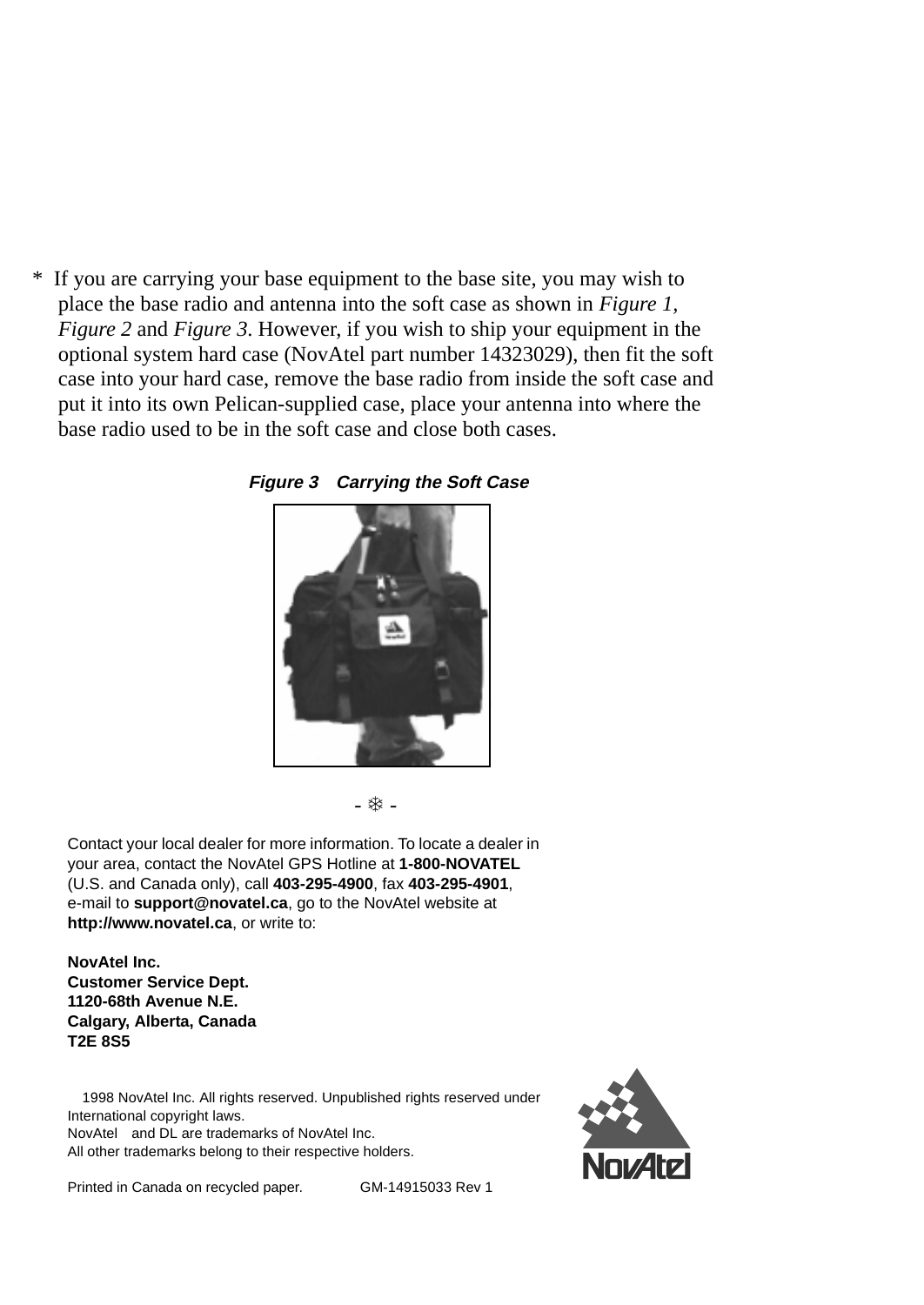* If you are carrying your base equipment to the base site, you may wish to place the base radio and antenna into the soft case as shown in *Figure 1, Figure 2* and *Figure 3*. However, if you wish to ship your equipment in the optional system hard case (NovAtel part number 14323029), then fit the soft case into your hard case, remove the base radio from inside the soft case and put it into its own Pelican-supplied case, place your antenna into where the base radio used to be in the soft case and close both cases.

***Figure 3 Carrying the Soft Case***

- ❄ -

Contact your local dealer for more information. To locate a dealer in your area, contact the NovAtel GPS Hotline at **1-800-NOVATEL** (U.S. and Canada only), call **403-295-4900**, fax **403-295-4901**, e-mail to **support@novatel.ca**, go to the NovAtel website at **http://www.novatel.ca**, or write to:

**NovAtel Inc.**
**Customer Service Dept.**
**1120-68th Avenue N.E.**
**Calgary, Alberta, Canada**
**T2E 8S5**

1998 NovAtel Inc. All rights reserved. Unpublished rights reserved under International copyright laws.
NovAtel and DL are trademarks of NovAtel Inc.
All other trademarks belong to their respective holders.

Printed in Canada on recycled paper. GM-14915033 Rev 1

NovAtel